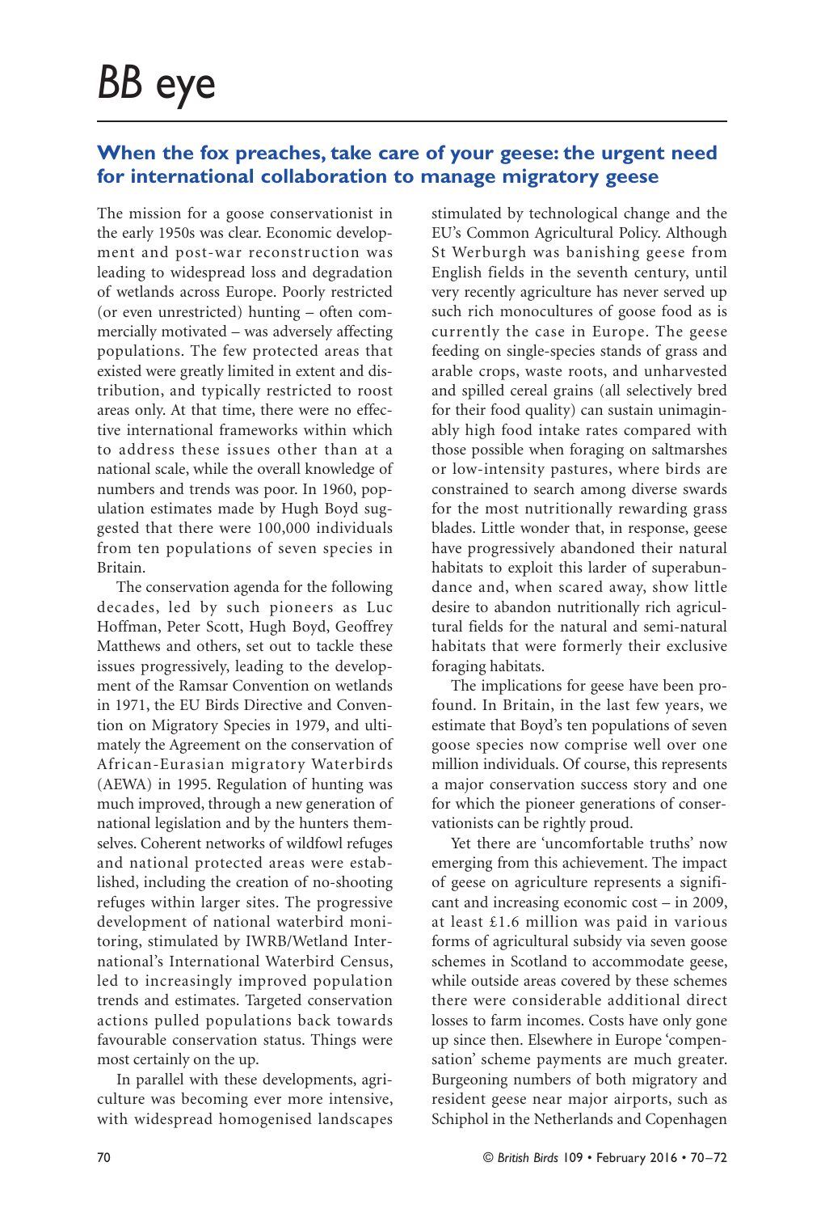# *BB* eye

## When the fox preaches, take care of your geese: the urgent need for international collaboration to manage migratory geese

The mission for a goose conservationist in the early 1950s was clear. Economic development and post-war reconstruction was leading to widespread loss and degradation of wetlands across Europe. Poorly restricted (or even unrestricted) hunting – often commercially motivated – was adversely affecting populations. The few protected areas that existed were greatly limited in extent and distribution, and typically restricted to roost areas only. At that time, there were no effective international frameworks within which to address these issues other than at a national scale, while the overall knowledge of numbers and trends was poor. In 1960, population estimates made by Hugh Boyd suggested that there were 100,000 individuals from ten populations of seven species in Britain.

The conservation agenda for the following decades, led by such pioneers as Luc Hoffman, Peter Scott, Hugh Boyd, Geoffrey Matthews and others, set out to tackle these issues progressively, leading to the development of the Ramsar Convention on wetlands in 1971, the EU Birds Directive and Convention on Migratory Species in 1979, and ultimately the Agreement on the conservation of African-Eurasian migratory Waterbirds (AEWA) in 1995. Regulation of hunting was much improved, through a new generation of national legislation and by the hunters themselves. Coherent networks of wildfowl refuges and national protected areas were established, including the creation of no-shooting refuges within larger sites. The progressive development of national waterbird monitoring, stimulated by IWRB/Wetland International's International Waterbird Census, led to increasingly improved population trends and estimates. Targeted conservation actions pulled populations back towards favourable conservation status. Things were most certainly on the up.

In parallel with these developments, agriculture was becoming ever more intensive, with widespread homogenised landscapes stimulated by technological change and the EU's Common Agricultural Policy. Although St Werburgh was banishing geese from English fields in the seventh century, until very recently agriculture has never served up such rich monocultures of goose food as is currently the case in Europe. The geese feeding on single-species stands of grass and arable crops, waste roots, and unharvested and spilled cereal grains (all selectively bred for their food quality) can sustain unimaginably high food intake rates compared with those possible when foraging on saltmarshes or low-intensity pastures, where birds are constrained to search among diverse swards for the most nutritionally rewarding grass blades. Little wonder that, in response, geese have progressively abandoned their natural habitats to exploit this larder of superabundance and, when scared away, show little desire to abandon nutritionally rich agricultural fields for the natural and semi-natural habitats that were formerly their exclusive foraging habitats.

The implications for geese have been profound. In Britain, in the last few years, we estimate that Boyd's ten populations of seven goose species now comprise well over one million individuals. Of course, this represents a major conservation success story and one for which the pioneer generations of conservationists can be rightly proud.

Yet there are 'uncomfortable truths' now emerging from this achievement. The impact of geese on agriculture represents a significant and increasing economic cost – in 2009, at least £1.6 million was paid in various forms of agricultural subsidy via seven goose schemes in Scotland to accommodate geese, while outside areas covered by these schemes there were considerable additional direct losses to farm incomes. Costs have only gone up since then. Elsewhere in Europe 'compensation' scheme payments are much greater. Burgeoning numbers of both migratory and resident geese near major airports, such as Schiphol in the Netherlands and Copenhagen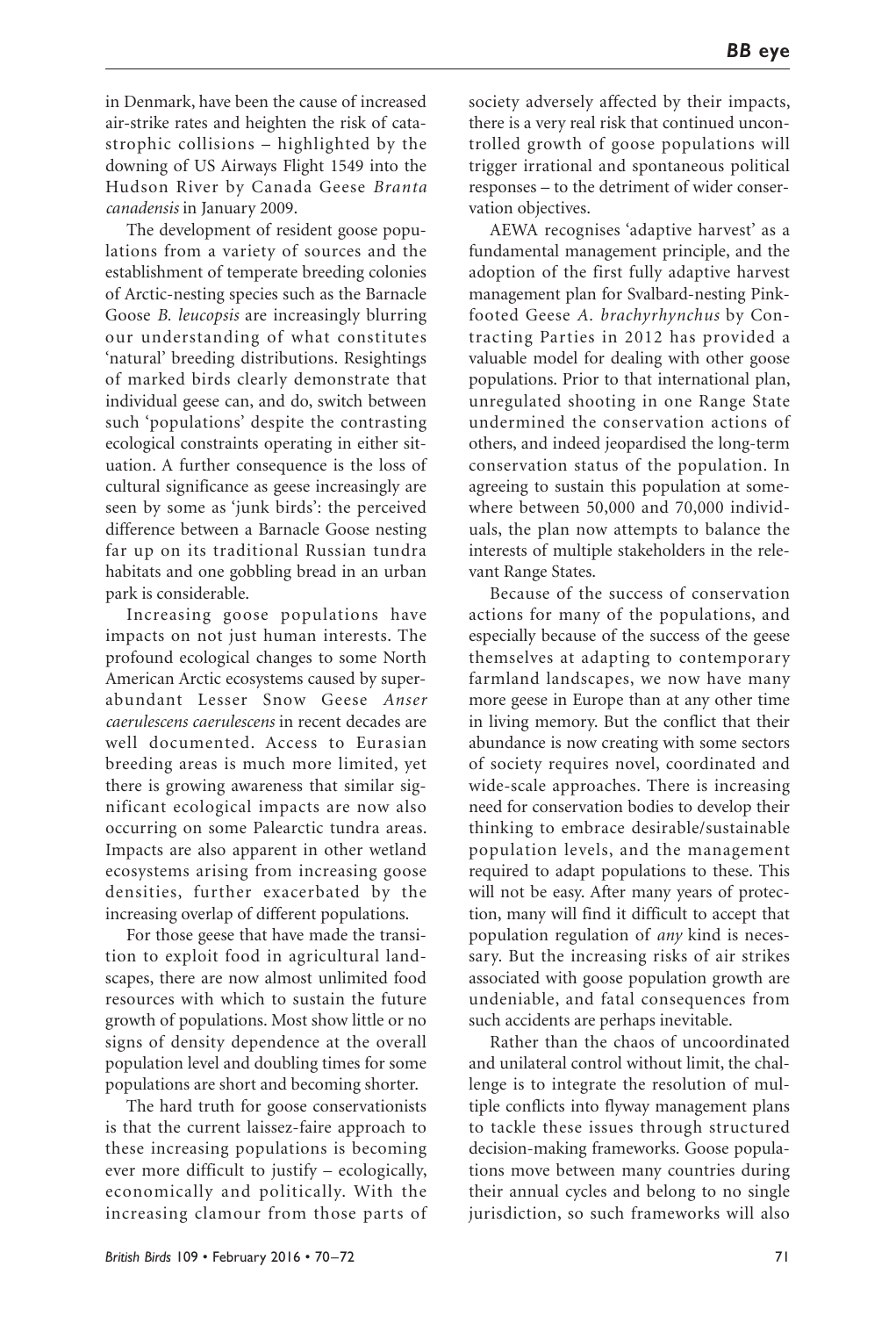in Denmark, have been the cause of increased air-strike rates and heighten the risk of catastrophic collisions – highlighted by the downing of US Airways Flight 1549 into the Hudson River by Canada Geese *Branta canadensis* in January 2009.

The development of resident goose populations from a variety of sources and the establishment of temperate breeding colonies of Arctic-nesting species such as the Barnacle Goose *B. leucopsis* are increasingly blurring our understanding of what constitutes 'natural' breeding distributions. Resightings of marked birds clearly demonstrate that individual geese can, and do, switch between such 'populations' despite the contrasting ecological constraints operating in either situation. A further consequence is the loss of cultural significance as geese increasingly are seen by some as 'junk birds': the perceived difference between a Barnacle Goose nesting far up on its traditional Russian tundra habitats and one gobbling bread in an urban park is considerable.

Increasing goose populations have impacts on not just human interests. The profound ecological changes to some North American Arctic ecosystems caused by superabundant Lesser Snow Geese *Anser caerulescens caerulescens* in recent decades are well documented. Access to Eurasian breeding areas is much more limited, yet there is growing awareness that similar significant ecological impacts are now also occurring on some Palearctic tundra areas. Impacts are also apparent in other wetland ecosystems arising from increasing goose densities, further exacerbated by the increasing overlap of different populations.

For those geese that have made the transition to exploit food in agricultural landscapes, there are now almost unlimited food resources with which to sustain the future growth of populations. Most show little or no signs of density dependence at the overall population level and doubling times for some populations are short and becoming shorter.

The hard truth for goose conservationists is that the current laissez-faire approach to these increasing populations is becoming ever more difficult to justify – ecologically, economically and politically. With the increasing clamour from those parts of society adversely affected by their impacts, there is a very real risk that continued uncontrolled growth of goose populations will trigger irrational and spontaneous political responses – to the detriment of wider conservation objectives.

AEWA recognises 'adaptive harvest' as a fundamental management principle, and the adoption of the first fully adaptive harvest management plan for Svalbard-nesting Pink-footed Geese *A. brachyrhynchus* by Contracting Parties in 2012 has provided a valuable model for dealing with other goose populations. Prior to that international plan, unregulated shooting in one Range State undermined the conservation actions of others, and indeed jeopardised the long-term conservation status of the population. In agreeing to sustain this population at somewhere between 50,000 and 70,000 individuals, the plan now attempts to balance the interests of multiple stakeholders in the relevant Range States.

Because of the success of conservation actions for many of the populations, and especially because of the success of the geese themselves at adapting to contemporary farmland landscapes, we now have many more geese in Europe than at any other time in living memory. But the conflict that their abundance is now creating with some sectors of society requires novel, coordinated and wide-scale approaches. There is increasing need for conservation bodies to develop their thinking to embrace desirable/sustainable population levels, and the management required to adapt populations to these. This will not be easy. After many years of protection, many will find it difficult to accept that population regulation of *any* kind is necessary. But the increasing risks of air strikes associated with goose population growth are undeniable, and fatal consequences from such accidents are perhaps inevitable.

Rather than the chaos of uncoordinated and unilateral control without limit, the challenge is to integrate the resolution of multiple conflicts into flyway management plans to tackle these issues through structured decision-making frameworks. Goose populations move between many countries during their annual cycles and belong to no single jurisdiction, so such frameworks will also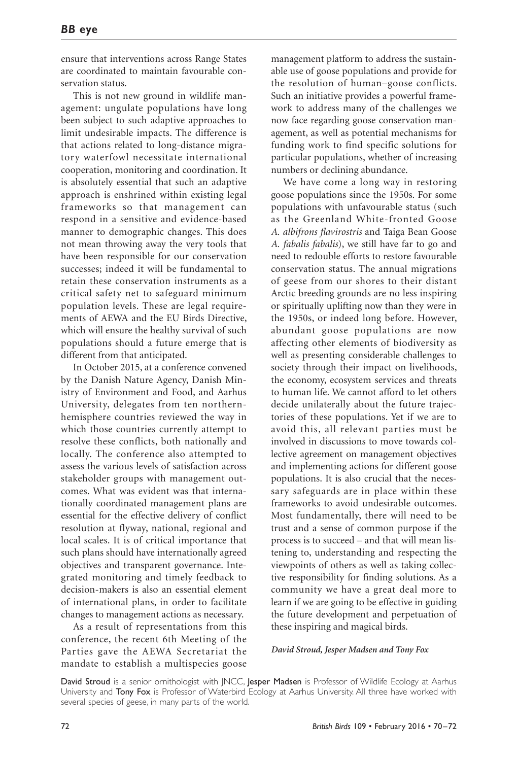ensure that interventions across Range States are coordinated to maintain favourable conservation status.

This is not new ground in wildlife management: ungulate populations have long been subject to such adaptive approaches to limit undesirable impacts. The difference is that actions related to long-distance migratory waterfowl necessitate international cooperation, monitoring and coordination. It is absolutely essential that such an adaptive approach is enshrined within existing legal frameworks so that management can respond in a sensitive and evidence-based manner to demographic changes. This does not mean throwing away the very tools that have been responsible for our conservation successes; indeed it will be fundamental to retain these conservation instruments as a critical safety net to safeguard minimum population levels. These are legal requirements of AEWA and the EU Birds Directive, which will ensure the healthy survival of such populations should a future emerge that is different from that anticipated.

In October 2015, at a conference convened by the Danish Nature Agency, Danish Ministry of Environment and Food, and Aarhus University, delegates from ten northern-hemisphere countries reviewed the way in which those countries currently attempt to resolve these conflicts, both nationally and locally. The conference also attempted to assess the various levels of satisfaction across stakeholder groups with management outcomes. What was evident was that internationally coordinated management plans are essential for the effective delivery of conflict resolution at flyway, national, regional and local scales. It is of critical importance that such plans should have internationally agreed objectives and transparent governance. Integrated monitoring and timely feedback to decision-makers is also an essential element of international plans, in order to facilitate changes to management actions as necessary.

As a result of representations from this conference, the recent 6th Meeting of the Parties gave the AEWA Secretariat the mandate to establish a multispecies goose management platform to address the sustainable use of goose populations and provide for the resolution of human–goose conflicts. Such an initiative provides a powerful framework to address many of the challenges we now face regarding goose conservation management, as well as potential mechanisms for funding work to find specific solutions for particular populations, whether of increasing numbers or declining abundance.

We have come a long way in restoring goose populations since the 1950s. For some populations with unfavourable status (such as the Greenland White-fronted Goose *A. albifrons flavirostris* and Taiga Bean Goose *A. fabalis fabalis*), we still have far to go and need to redouble efforts to restore favourable conservation status. The annual migrations of geese from our shores to their distant Arctic breeding grounds are no less inspiring or spiritually uplifting now than they were in the 1950s, or indeed long before. However, abundant goose populations are now affecting other elements of biodiversity as well as presenting considerable challenges to society through their impact on livelihoods, the economy, ecosystem services and threats to human life. We cannot afford to let others decide unilaterally about the future trajectories of these populations. Yet if we are to avoid this, all relevant parties must be involved in discussions to move towards collective agreement on management objectives and implementing actions for different goose populations. It is also crucial that the necessary safeguards are in place within these frameworks to avoid undesirable outcomes. Most fundamentally, there will need to be trust and a sense of common purpose if the process is to succeed – and that will mean listening to, understanding and respecting the viewpoints of others as well as taking collective responsibility for finding solutions. As a community we have a great deal more to learn if we are going to be effective in guiding the future development and perpetuation of these inspiring and magical birds.

***David Stroud, Jesper Madsen and Tony Fox***

**David Stroud** is a senior ornithologist with JNCC, **Jesper Madsen** is Professor of Wildlife Ecology at Aarhus University and **Tony Fox** is Professor of Waterbird Ecology at Aarhus University. All three have worked with several species of geese, in many parts of the world.